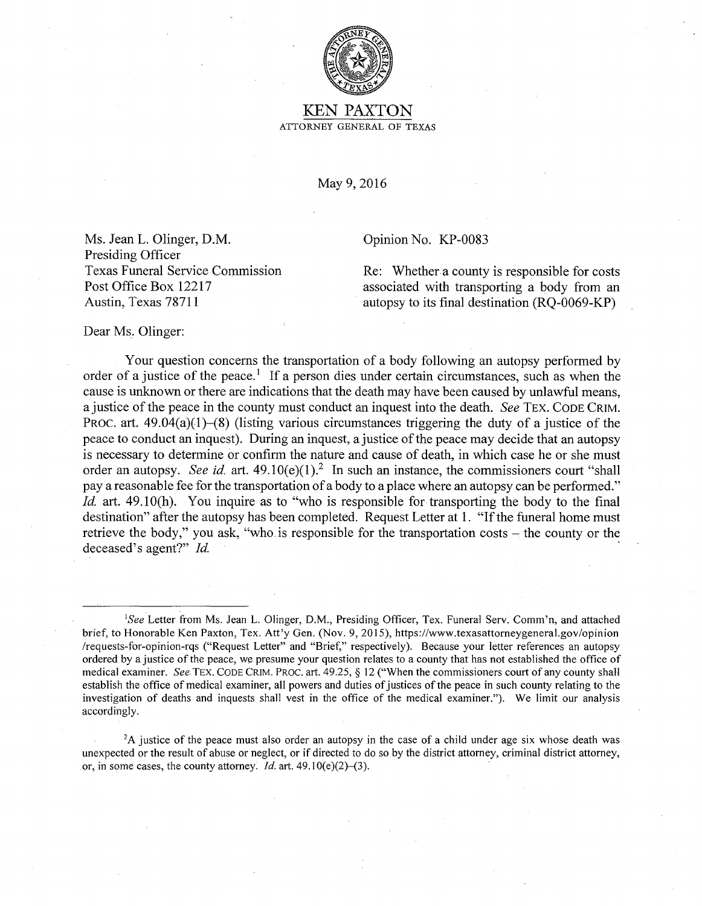# KEN PAXTON

ATTORNEY GENERAL OF TEXAS

May 9, 2016

Ms. Jean L. Olinger, D.M.
Presiding Officer
Texas Funeral Service Commission
Post Office Box 12217
Austin, Texas 78711

Opinion No. KP-0083

Re: Whether a county is responsible for costs associated with transporting a body from an autopsy to its final destination (RQ-0069-KP)

Dear Ms. Olinger:

Your question concerns the transportation of a body following an autopsy performed by order of a justice of the peace.[1] If a person dies under certain circumstances, such as when the cause is unknown or there are indications that the death may have been caused by unlawful means, a justice of the peace in the county must conduct an inquest into the death. *See* TEX. CODE CRIM. PROC. art. 49.04(a)(1)–(8) (listing various circumstances triggering the duty of a justice of the peace to conduct an inquest). During an inquest, a justice of the peace may decide that an autopsy is necessary to determine or confirm the nature and cause of death, in which case he or she must order an autopsy. *See id.* art. 49.10(e)(1).[2] In such an instance, the commissioners court "shall pay a reasonable fee for the transportation of a body to a place where an autopsy can be performed." *Id.* art. 49.10(h). You inquire as to "who is responsible for transporting the body to the final destination" after the autopsy has been completed. Request Letter at 1. "If the funeral home must retrieve the body," you ask, "who is responsible for the transportation costs – the county or the deceased's agent?" *Id.*

---

[1] *See* Letter from Ms. Jean L. Olinger, D.M., Presiding Officer, Tex. Funeral Serv. Comm'n, and attached brief, to Honorable Ken Paxton, Tex. Att'y Gen. (Nov. 9, 2015), https://www.texasattorneygeneral.gov/opinion/requests-for-opinion-rqs ("Request Letter" and "Brief," respectively). Because your letter references an autopsy ordered by a justice of the peace, we presume your question relates to a county that has not established the office of medical examiner. *See* TEX. CODE CRIM. PROC. art. 49.25, § 12 ("When the commissioners court of any county shall establish the office of medical examiner, all powers and duties of justices of the peace in such county relating to the investigation of deaths and inquests shall vest in the office of the medical examiner."). We limit our analysis accordingly.

[2] A justice of the peace must also order an autopsy in the case of a child under age six whose death was unexpected or the result of abuse or neglect, or if directed to do so by the district attorney, criminal district attorney, or, in some cases, the county attorney. *Id.* art. 49.10(e)(2)–(3).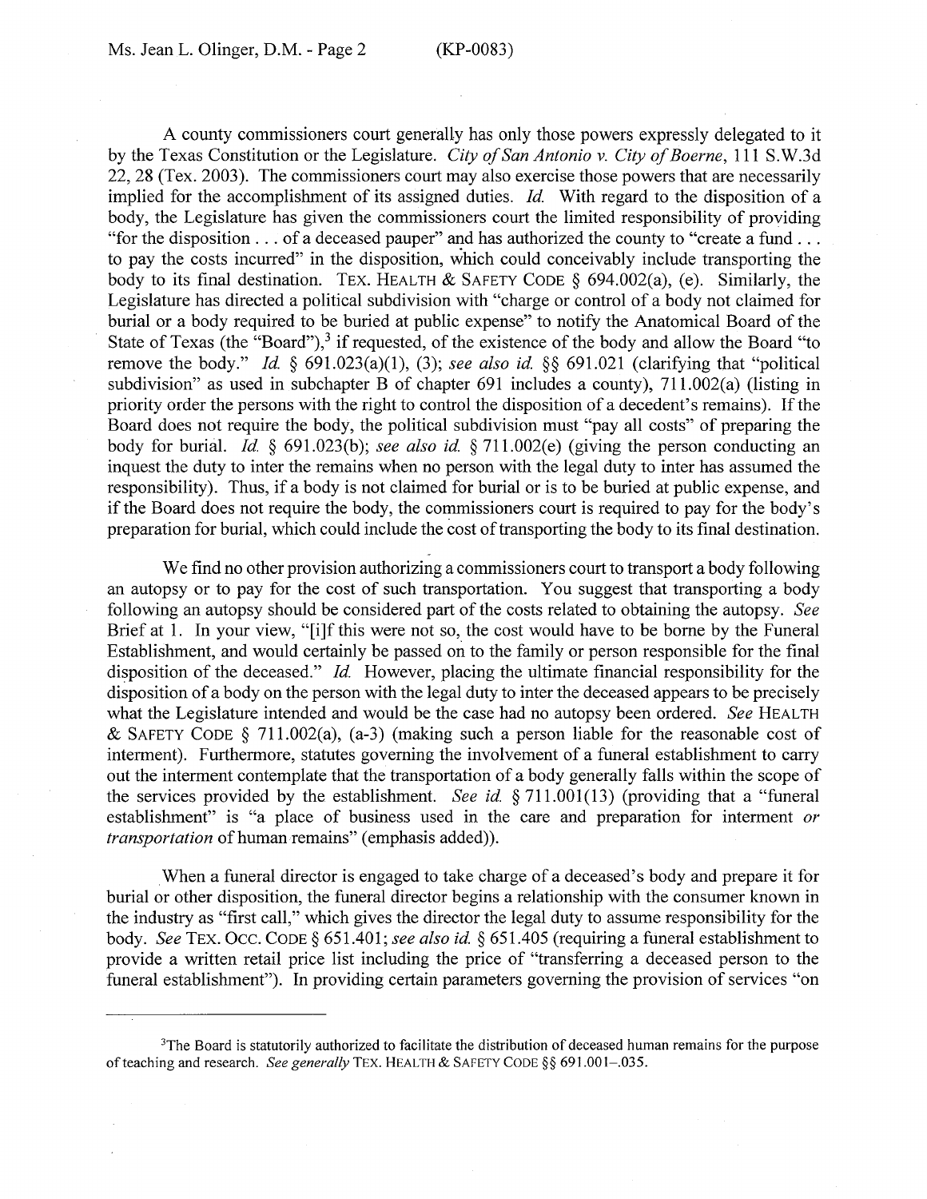A county commissioners court generally has only those powers expressly delegated to it by the Texas Constitution or the Legislature. *City of San Antonio v. City of Boerne*, 111 S.W.3d 22, 28 (Tex. 2003). The commissioners court may also exercise those powers that are necessarily implied for the accomplishment of its assigned duties. *Id.* With regard to the disposition of a body, the Legislature has given the commissioners court the limited responsibility of providing "for the disposition . . . of a deceased pauper" and has authorized the county to "create a fund . . . to pay the costs incurred" in the disposition, which could conceivably include transporting the body to its final destination. TEX. HEALTH & SAFETY CODE § 694.002(a), (e). Similarly, the Legislature has directed a political subdivision with "charge or control of a body not claimed for burial or a body required to be buried at public expense" to notify the Anatomical Board of the State of Texas (the "Board"),[3] if requested, of the existence of the body and allow the Board "to remove the body." *Id.* § 691.023(a)(1), (3); *see also id.* §§ 691.021 (clarifying that "political subdivision" as used in subchapter B of chapter 691 includes a county), 711.002(a) (listing in priority order the persons with the right to control the disposition of a decedent's remains). If the Board does not require the body, the political subdivision must "pay all costs" of preparing the body for burial. *Id.* § 691.023(b); *see also id.* § 711.002(e) (giving the person conducting an inquest the duty to inter the remains when no person with the legal duty to inter has assumed the responsibility). Thus, if a body is not claimed for burial or is to be buried at public expense, and if the Board does not require the body, the commissioners court is required to pay for the body's preparation for burial, which could include the cost of transporting the body to its final destination.

We find no other provision authorizing a commissioners court to transport a body following an autopsy or to pay for the cost of such transportation. You suggest that transporting a body following an autopsy should be considered part of the costs related to obtaining the autopsy. *See* Brief at 1. In your view, "[i]f this were not so, the cost would have to be borne by the Funeral Establishment, and would certainly be passed on to the family or person responsible for the final disposition of the deceased." *Id.* However, placing the ultimate financial responsibility for the disposition of a body on the person with the legal duty to inter the deceased appears to be precisely what the Legislature intended and would be the case had no autopsy been ordered. *See* HEALTH & SAFETY CODE § 711.002(a), (a-3) (making such a person liable for the reasonable cost of interment). Furthermore, statutes governing the involvement of a funeral establishment to carry out the interment contemplate that the transportation of a body generally falls within the scope of the services provided by the establishment. *See id.* § 711.001(13) (providing that a "funeral establishment" is "a place of business used in the care and preparation for interment *or transportation* of human remains" (emphasis added)).

When a funeral director is engaged to take charge of a deceased's body and prepare it for burial or other disposition, the funeral director begins a relationship with the consumer known in the industry as "first call," which gives the director the legal duty to assume responsibility for the body. *See* TEX. OCC. CODE § 651.401; *see also id.* § 651.405 (requiring a funeral establishment to provide a written retail price list including the price of "transferring a deceased person to the funeral establishment"). In providing certain parameters governing the provision of services "on

---

[3]The Board is statutorily authorized to facilitate the distribution of deceased human remains for the purpose of teaching and research. *See generally* TEX. HEALTH & SAFETY CODE §§ 691.001–.035.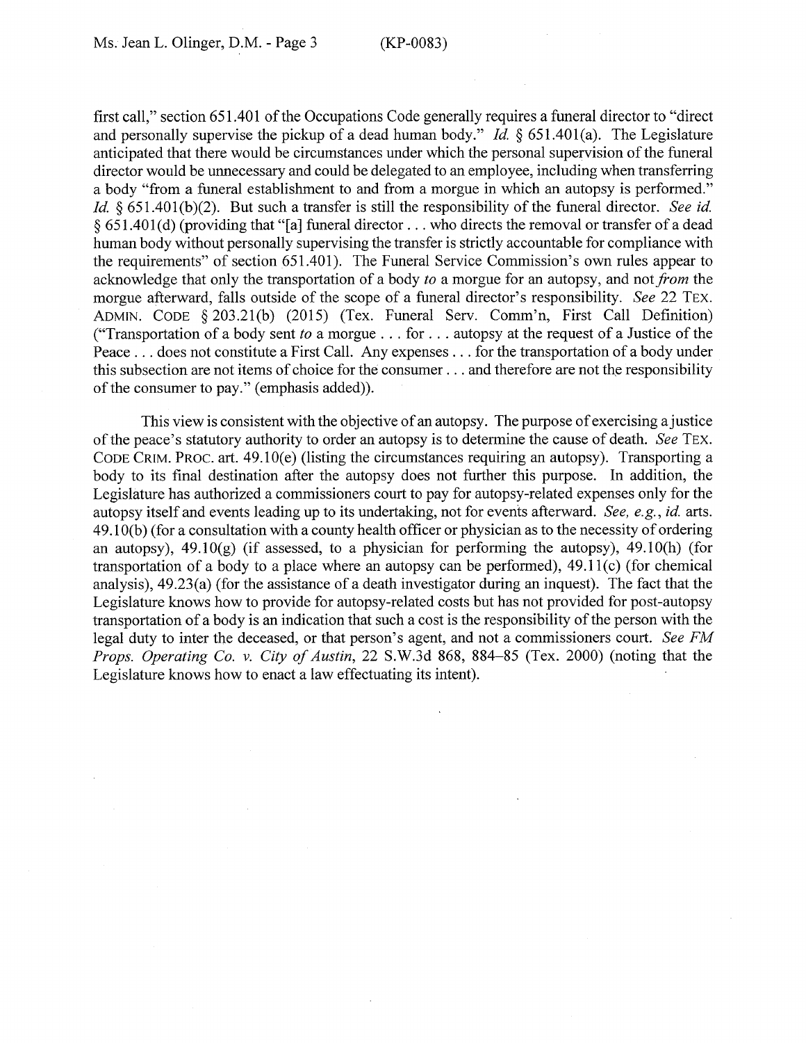first call," section 651.401 of the Occupations Code generally requires a funeral director to "direct and personally supervise the pickup of a dead human body." *Id.* § 651.401(a). The Legislature anticipated that there would be circumstances under which the personal supervision of the funeral director would be unnecessary and could be delegated to an employee, including when transferring a body "from a funeral establishment to and from a morgue in which an autopsy is performed." *Id.* § 651.401(b)(2). But such a transfer is still the responsibility of the funeral director. *See id.* § 651.401(d) (providing that "[a] funeral director . . . who directs the removal or transfer of a dead human body without personally supervising the transfer is strictly accountable for compliance with the requirements" of section 651.401). The Funeral Service Commission's own rules appear to acknowledge that only the transportation of a body *to* a morgue for an autopsy, and not *from* the morgue afterward, falls outside of the scope of a funeral director's responsibility. *See* 22 TEX. ADMIN. CODE § 203.21(b) (2015) (Tex. Funeral Serv. Comm'n, First Call Definition) ("Transportation of a body sent *to* a morgue . . . for . . . autopsy at the request of a Justice of the Peace . . . does not constitute a First Call. Any expenses . . . for the transportation of a body under this subsection are not items of choice for the consumer . . . and therefore are not the responsibility of the consumer to pay." (emphasis added)).

This view is consistent with the objective of an autopsy. The purpose of exercising a justice of the peace's statutory authority to order an autopsy is to determine the cause of death. *See* TEX. CODE CRIM. PROC. art. 49.10(e) (listing the circumstances requiring an autopsy). Transporting a body to its final destination after the autopsy does not further this purpose. In addition, the Legislature has authorized a commissioners court to pay for autopsy-related expenses only for the autopsy itself and events leading up to its undertaking, not for events afterward. *See, e.g.*, *id.* arts. 49.10(b) (for a consultation with a county health officer or physician as to the necessity of ordering an autopsy), 49.10(g) (if assessed, to a physician for performing the autopsy), 49.10(h) (for transportation of a body to a place where an autopsy can be performed), 49.11(c) (for chemical analysis), 49.23(a) (for the assistance of a death investigator during an inquest). The fact that the Legislature knows how to provide for autopsy-related costs but has not provided for post-autopsy transportation of a body is an indication that such a cost is the responsibility of the person with the legal duty to inter the deceased, or that person's agent, and not a commissioners court. *See FM Props. Operating Co. v. City of Austin*, 22 S.W.3d 868, 884–85 (Tex. 2000) (noting that the Legislature knows how to enact a law effectuating its intent).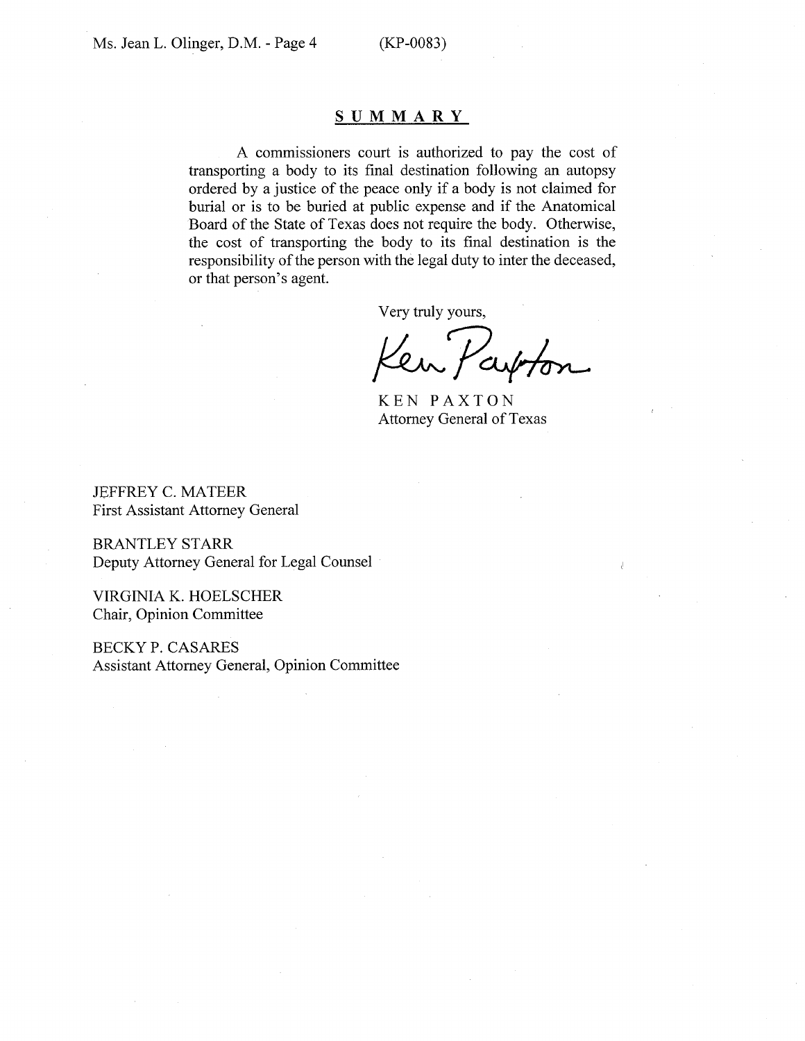## SUMMARY

A commissioners court is authorized to pay the cost of transporting a body to its final destination following an autopsy ordered by a justice of the peace only if a body is not claimed for burial or is to be buried at public expense and if the Anatomical Board of the State of Texas does not require the body. Otherwise, the cost of transporting the body to its final destination is the responsibility of the person with the legal duty to inter the deceased, or that person's agent.

Very truly yours,

KEN PAXTON
Attorney General of Texas

JEFFREY C. MATEER
First Assistant Attorney General

BRANTLEY STARR
Deputy Attorney General for Legal Counsel

VIRGINIA K. HOELSCHER
Chair, Opinion Committee

BECKY P. CASARES
Assistant Attorney General, Opinion Committee